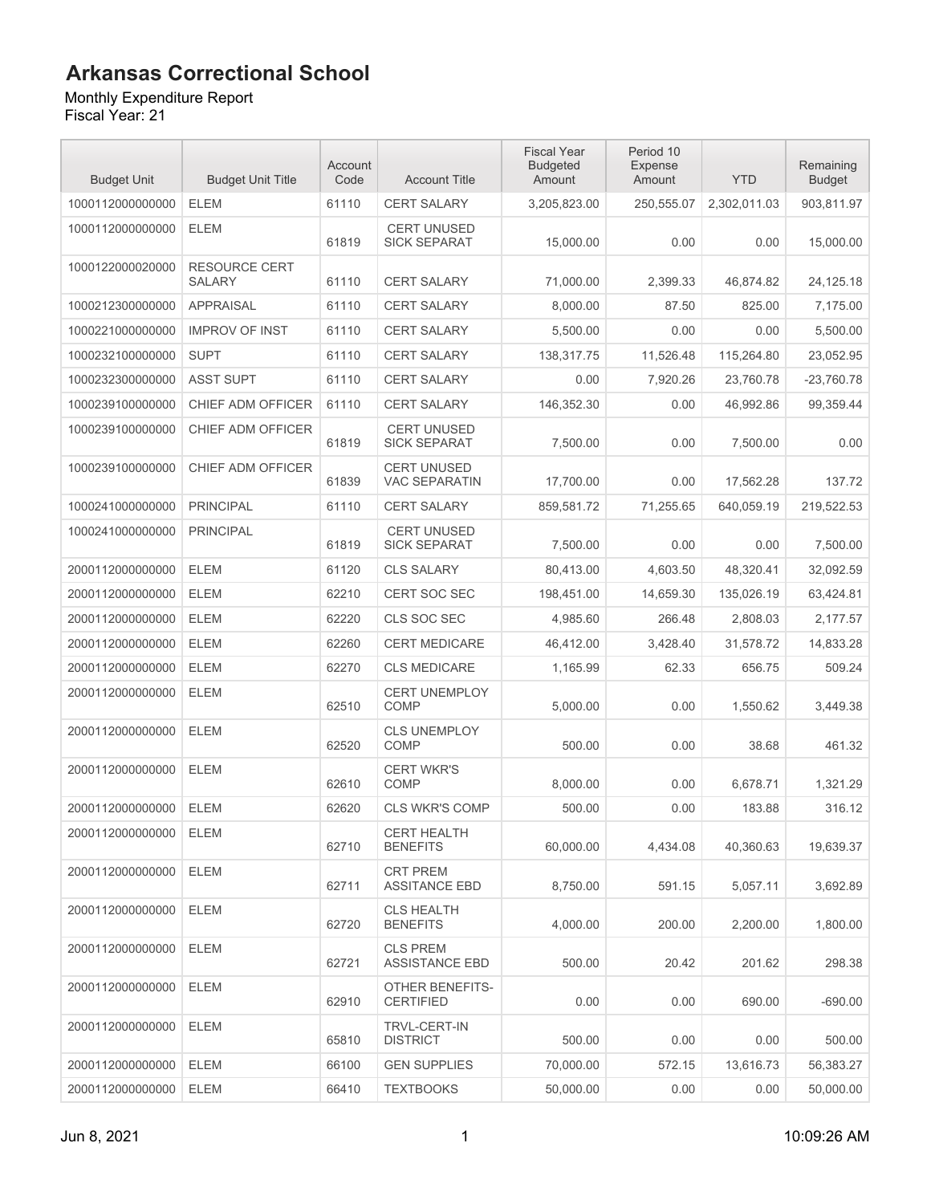# Arkansas Correctional School

Monthly Expenditure Report
Fiscal Year: 21

| Budget Unit | Budget Unit Title | Account Code | Account Title | Fiscal Year Budgeted Amount | Period 10 Expense Amount | YTD | Remaining Budget |
|---|---|---|---|---|---|---|---|
| 1000112000000000 | ELEM | 61110 | CERT SALARY | 3,205,823.00 | 250,555.07 | 2,302,011.03 | 903,811.97 |
| 1000112000000000 | ELEM | 61819 | CERT UNUSED SICK SEPARAT | 15,000.00 | 0.00 | 0.00 | 15,000.00 |
| 1000122000020000 | RESOURCE CERT SALARY | 61110 | CERT SALARY | 71,000.00 | 2,399.33 | 46,874.82 | 24,125.18 |
| 1000212300000000 | APPRAISAL | 61110 | CERT SALARY | 8,000.00 | 87.50 | 825.00 | 7,175.00 |
| 1000221000000000 | IMPROV OF INST | 61110 | CERT SALARY | 5,500.00 | 0.00 | 0.00 | 5,500.00 |
| 1000232100000000 | SUPT | 61110 | CERT SALARY | 138,317.75 | 11,526.48 | 115,264.80 | 23,052.95 |
| 1000232300000000 | ASST SUPT | 61110 | CERT SALARY | 0.00 | 7,920.26 | 23,760.78 | -23,760.78 |
| 1000239100000000 | CHIEF ADM OFFICER | 61110 | CERT SALARY | 146,352.30 | 0.00 | 46,992.86 | 99,359.44 |
| 1000239100000000 | CHIEF ADM OFFICER | 61819 | CERT UNUSED SICK SEPARAT | 7,500.00 | 0.00 | 7,500.00 | 0.00 |
| 1000239100000000 | CHIEF ADM OFFICER | 61839 | CERT UNUSED VAC SEPARATIN | 17,700.00 | 0.00 | 17,562.28 | 137.72 |
| 1000241000000000 | PRINCIPAL | 61110 | CERT SALARY | 859,581.72 | 71,255.65 | 640,059.19 | 219,522.53 |
| 1000241000000000 | PRINCIPAL | 61819 | CERT UNUSED SICK SEPARAT | 7,500.00 | 0.00 | 0.00 | 7,500.00 |
| 2000112000000000 | ELEM | 61120 | CLS SALARY | 80,413.00 | 4,603.50 | 48,320.41 | 32,092.59 |
| 2000112000000000 | ELEM | 62210 | CERT SOC SEC | 198,451.00 | 14,659.30 | 135,026.19 | 63,424.81 |
| 2000112000000000 | ELEM | 62220 | CLS SOC SEC | 4,985.60 | 266.48 | 2,808.03 | 2,177.57 |
| 2000112000000000 | ELEM | 62260 | CERT MEDICARE | 46,412.00 | 3,428.40 | 31,578.72 | 14,833.28 |
| 2000112000000000 | ELEM | 62270 | CLS MEDICARE | 1,165.99 | 62.33 | 656.75 | 509.24 |
| 2000112000000000 | ELEM | 62510 | CERT UNEMPLOY COMP | 5,000.00 | 0.00 | 1,550.62 | 3,449.38 |
| 2000112000000000 | ELEM | 62520 | CLS UNEMPLOY COMP | 500.00 | 0.00 | 38.68 | 461.32 |
| 2000112000000000 | ELEM | 62610 | CERT WKR'S COMP | 8,000.00 | 0.00 | 6,678.71 | 1,321.29 |
| 2000112000000000 | ELEM | 62620 | CLS WKR'S COMP | 500.00 | 0.00 | 183.88 | 316.12 |
| 2000112000000000 | ELEM | 62710 | CERT HEALTH BENEFITS | 60,000.00 | 4,434.08 | 40,360.63 | 19,639.37 |
| 2000112000000000 | ELEM | 62711 | CRT PREM ASSITANCE EBD | 8,750.00 | 591.15 | 5,057.11 | 3,692.89 |
| 2000112000000000 | ELEM | 62720 | CLS HEALTH BENEFITS | 4,000.00 | 200.00 | 2,200.00 | 1,800.00 |
| 2000112000000000 | ELEM | 62721 | CLS PREM ASSISTANCE EBD | 500.00 | 20.42 | 201.62 | 298.38 |
| 2000112000000000 | ELEM | 62910 | OTHER BENEFITS-CERTIFIED | 0.00 | 0.00 | 690.00 | -690.00 |
| 2000112000000000 | ELEM | 65810 | TRVL-CERT-IN DISTRICT | 500.00 | 0.00 | 0.00 | 500.00 |
| 2000112000000000 | ELEM | 66100 | GEN SUPPLIES | 70,000.00 | 572.15 | 13,616.73 | 56,383.27 |
| 2000112000000000 | ELEM | 66410 | TEXTBOOKS | 50,000.00 | 0.00 | 0.00 | 50,000.00 |

Jun 8, 2021 10:09:26 AM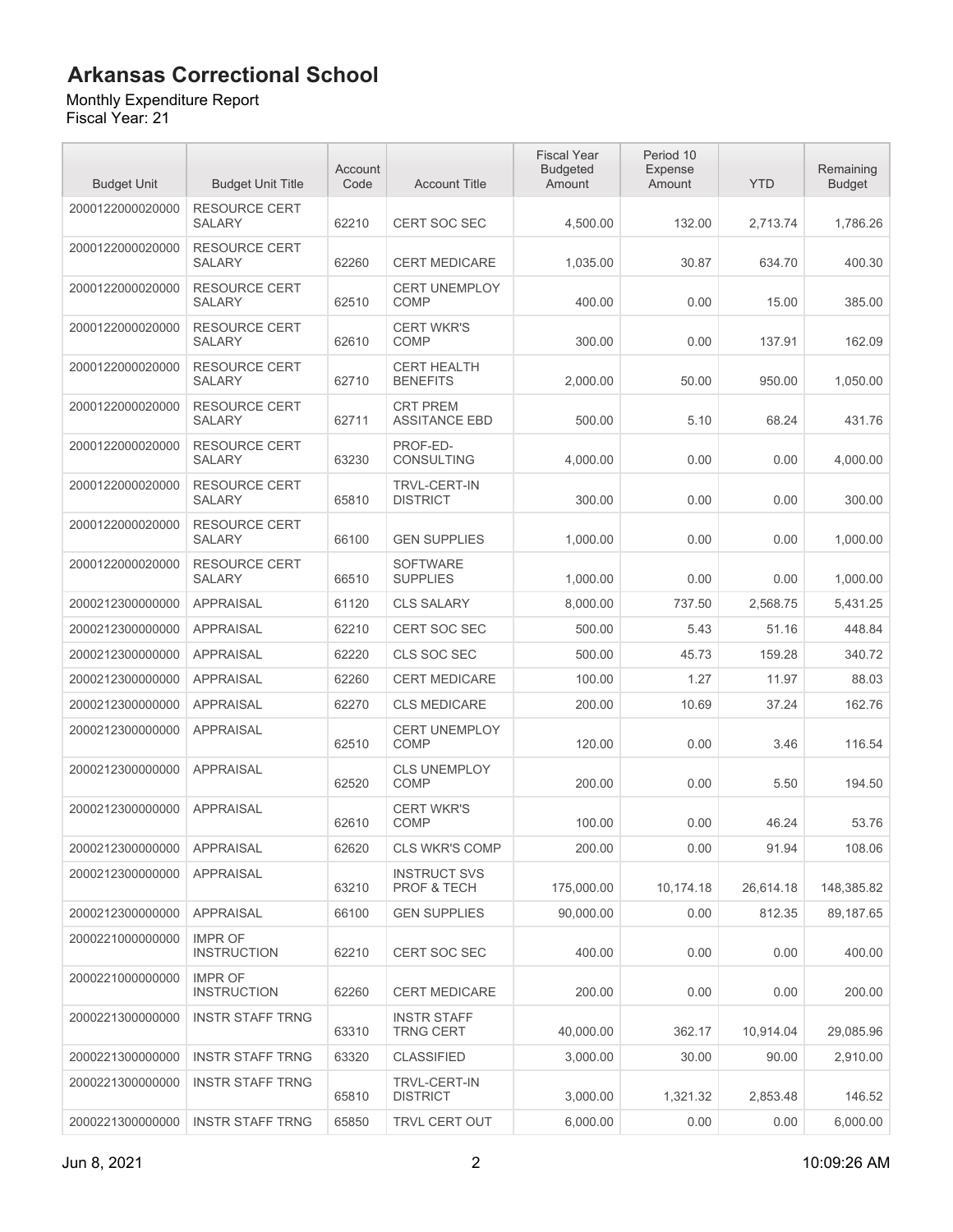# Arkansas Correctional School

Monthly Expenditure Report
Fiscal Year: 21

| Budget Unit | Budget Unit Title | Account Code | Account Title | Fiscal Year Budgeted Amount | Period 10 Expense Amount | YTD | Remaining Budget |
|---|---|---|---|---|---|---|---|
| 2000122000020000 | RESOURCE CERT SALARY | 62210 | CERT SOC SEC | 4,500.00 | 132.00 | 2,713.74 | 1,786.26 |
| 2000122000020000 | RESOURCE CERT SALARY | 62260 | CERT MEDICARE | 1,035.00 | 30.87 | 634.70 | 400.30 |
| 2000122000020000 | RESOURCE CERT SALARY | 62510 | CERT UNEMPLOY COMP | 400.00 | 0.00 | 15.00 | 385.00 |
| 2000122000020000 | RESOURCE CERT SALARY | 62610 | CERT WKR'S COMP | 300.00 | 0.00 | 137.91 | 162.09 |
| 2000122000020000 | RESOURCE CERT SALARY | 62710 | CERT HEALTH BENEFITS | 2,000.00 | 50.00 | 950.00 | 1,050.00 |
| 2000122000020000 | RESOURCE CERT SALARY | 62711 | CRT PREM ASSITANCE EBD | 500.00 | 5.10 | 68.24 | 431.76 |
| 2000122000020000 | RESOURCE CERT SALARY | 63230 | PROF-ED-CONSULTING | 4,000.00 | 0.00 | 0.00 | 4,000.00 |
| 2000122000020000 | RESOURCE CERT SALARY | 65810 | TRVL-CERT-IN DISTRICT | 300.00 | 0.00 | 0.00 | 300.00 |
| 2000122000020000 | RESOURCE CERT SALARY | 66100 | GEN SUPPLIES | 1,000.00 | 0.00 | 0.00 | 1,000.00 |
| 2000122000020000 | RESOURCE CERT SALARY | 66510 | SOFTWARE SUPPLIES | 1,000.00 | 0.00 | 0.00 | 1,000.00 |
| 2000212300000000 | APPRAISAL | 61120 | CLS SALARY | 8,000.00 | 737.50 | 2,568.75 | 5,431.25 |
| 2000212300000000 | APPRAISAL | 62210 | CERT SOC SEC | 500.00 | 5.43 | 51.16 | 448.84 |
| 2000212300000000 | APPRAISAL | 62220 | CLS SOC SEC | 500.00 | 45.73 | 159.28 | 340.72 |
| 2000212300000000 | APPRAISAL | 62260 | CERT MEDICARE | 100.00 | 1.27 | 11.97 | 88.03 |
| 2000212300000000 | APPRAISAL | 62270 | CLS MEDICARE | 200.00 | 10.69 | 37.24 | 162.76 |
| 2000212300000000 | APPRAISAL | 62510 | CERT UNEMPLOY COMP | 120.00 | 0.00 | 3.46 | 116.54 |
| 2000212300000000 | APPRAISAL | 62520 | CLS UNEMPLOY COMP | 200.00 | 0.00 | 5.50 | 194.50 |
| 2000212300000000 | APPRAISAL | 62610 | CERT WKR'S COMP | 100.00 | 0.00 | 46.24 | 53.76 |
| 2000212300000000 | APPRAISAL | 62620 | CLS WKR'S COMP | 200.00 | 0.00 | 91.94 | 108.06 |
| 2000212300000000 | APPRAISAL | 63210 | INSTRUCT SVS PROF & TECH | 175,000.00 | 10,174.18 | 26,614.18 | 148,385.82 |
| 2000212300000000 | APPRAISAL | 66100 | GEN SUPPLIES | 90,000.00 | 0.00 | 812.35 | 89,187.65 |
| 2000221000000000 | IMPR OF INSTRUCTION | 62210 | CERT SOC SEC | 400.00 | 0.00 | 0.00 | 400.00 |
| 2000221000000000 | IMPR OF INSTRUCTION | 62260 | CERT MEDICARE | 200.00 | 0.00 | 0.00 | 200.00 |
| 2000221300000000 | INSTR STAFF TRNG | 63310 | INSTR STAFF TRNG CERT | 40,000.00 | 362.17 | 10,914.04 | 29,085.96 |
| 2000221300000000 | INSTR STAFF TRNG | 63320 | CLASSIFIED | 3,000.00 | 30.00 | 90.00 | 2,910.00 |
| 2000221300000000 | INSTR STAFF TRNG | 65810 | TRVL-CERT-IN DISTRICT | 3,000.00 | 1,321.32 | 2,853.48 | 146.52 |
| 2000221300000000 | INSTR STAFF TRNG | 65850 | TRVL CERT OUT | 6,000.00 | 0.00 | 0.00 | 6,000.00 |

Jun 8, 2021 10:09:26 AM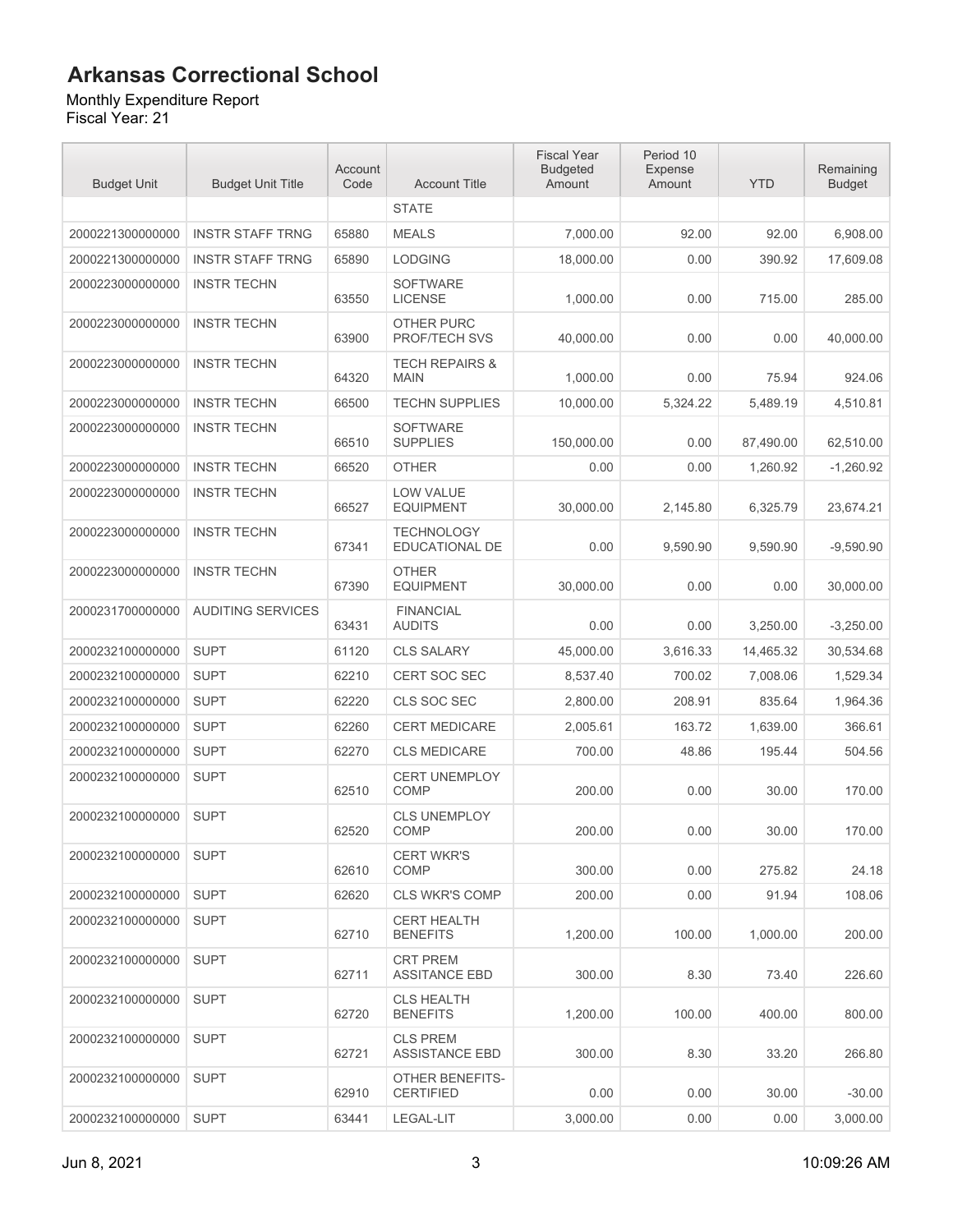# Arkansas Correctional School

Monthly Expenditure Report
Fiscal Year: 21

| Budget Unit | Budget Unit Title | Account Code | Account Title | Fiscal Year Budgeted Amount | Period 10 Expense Amount | YTD | Remaining Budget |
|---|---|---|---|---|---|---|---|
| | | | STATE | | | | |
| 2000221300000000 | INSTR STAFF TRNG | 65880 | MEALS | 7,000.00 | 92.00 | 92.00 | 6,908.00 |
| 2000221300000000 | INSTR STAFF TRNG | 65890 | LODGING | 18,000.00 | 0.00 | 390.92 | 17,609.08 |
| 2000223000000000 | INSTR TECHN | 63550 | SOFTWARE LICENSE | 1,000.00 | 0.00 | 715.00 | 285.00 |
| 2000223000000000 | INSTR TECHN | 63900 | OTHER PURC PROF/TECH SVS | 40,000.00 | 0.00 | 0.00 | 40,000.00 |
| 2000223000000000 | INSTR TECHN | 64320 | TECH REPAIRS & MAIN | 1,000.00 | 0.00 | 75.94 | 924.06 |
| 2000223000000000 | INSTR TECHN | 66500 | TECHN SUPPLIES | 10,000.00 | 5,324.22 | 5,489.19 | 4,510.81 |
| 2000223000000000 | INSTR TECHN | 66510 | SOFTWARE SUPPLIES | 150,000.00 | 0.00 | 87,490.00 | 62,510.00 |
| 2000223000000000 | INSTR TECHN | 66520 | OTHER | 0.00 | 0.00 | 1,260.92 | -1,260.92 |
| 2000223000000000 | INSTR TECHN | 66527 | LOW VALUE EQUIPMENT | 30,000.00 | 2,145.80 | 6,325.79 | 23,674.21 |
| 2000223000000000 | INSTR TECHN | 67341 | TECHNOLOGY EDUCATIONAL DE | 0.00 | 9,590.90 | 9,590.90 | -9,590.90 |
| 2000223000000000 | INSTR TECHN | 67390 | OTHER EQUIPMENT | 30,000.00 | 0.00 | 0.00 | 30,000.00 |
| 2000231700000000 | AUDITING SERVICES | 63431 | FINANCIAL AUDITS | 0.00 | 0.00 | 3,250.00 | -3,250.00 |
| 2000232100000000 | SUPT | 61120 | CLS SALARY | 45,000.00 | 3,616.33 | 14,465.32 | 30,534.68 |
| 2000232100000000 | SUPT | 62210 | CERT SOC SEC | 8,537.40 | 700.02 | 7,008.06 | 1,529.34 |
| 2000232100000000 | SUPT | 62220 | CLS SOC SEC | 2,800.00 | 208.91 | 835.64 | 1,964.36 |
| 2000232100000000 | SUPT | 62260 | CERT MEDICARE | 2,005.61 | 163.72 | 1,639.00 | 366.61 |
| 2000232100000000 | SUPT | 62270 | CLS MEDICARE | 700.00 | 48.86 | 195.44 | 504.56 |
| 2000232100000000 | SUPT | 62510 | CERT UNEMPLOY COMP | 200.00 | 0.00 | 30.00 | 170.00 |
| 2000232100000000 | SUPT | 62520 | CLS UNEMPLOY COMP | 200.00 | 0.00 | 30.00 | 170.00 |
| 2000232100000000 | SUPT | 62610 | CERT WKR'S COMP | 300.00 | 0.00 | 275.82 | 24.18 |
| 2000232100000000 | SUPT | 62620 | CLS WKR'S COMP | 200.00 | 0.00 | 91.94 | 108.06 |
| 2000232100000000 | SUPT | 62710 | CERT HEALTH BENEFITS | 1,200.00 | 100.00 | 1,000.00 | 200.00 |
| 2000232100000000 | SUPT | 62711 | CRT PREM ASSITANCE EBD | 300.00 | 8.30 | 73.40 | 226.60 |
| 2000232100000000 | SUPT | 62720 | CLS HEALTH BENEFITS | 1,200.00 | 100.00 | 400.00 | 800.00 |
| 2000232100000000 | SUPT | 62721 | CLS PREM ASSISTANCE EBD | 300.00 | 8.30 | 33.20 | 266.80 |
| 2000232100000000 | SUPT | 62910 | OTHER BENEFITS-CERTIFIED | 0.00 | 0.00 | 30.00 | -30.00 |
| 2000232100000000 | SUPT | 63441 | LEGAL-LIT | 3,000.00 | 0.00 | 0.00 | 3,000.00 |

Jun 8, 2021 10:09:26 AM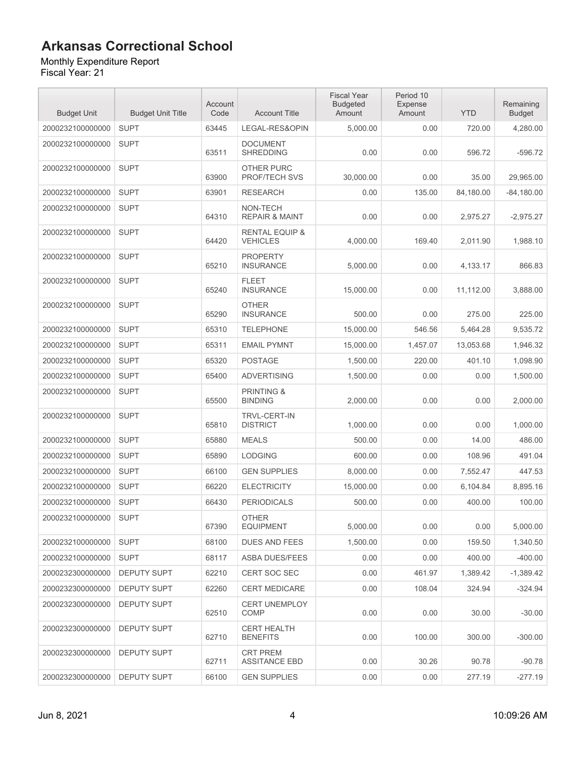# Arkansas Correctional School

Monthly Expenditure Report
Fiscal Year: 21

| Budget Unit | Budget Unit Title | Account Code | Account Title | Fiscal Year Budgeted Amount | Period 10 Expense Amount | YTD | Remaining Budget |
|---|---|---|---|---|---|---|---|
| 2000232100000000 | SUPT | 63445 | LEGAL-RES&OPIN | 5,000.00 | 0.00 | 720.00 | 4,280.00 |
| 2000232100000000 | SUPT | 63511 | DOCUMENT SHREDDING | 0.00 | 0.00 | 596.72 | -596.72 |
| 2000232100000000 | SUPT | 63900 | OTHER PURC PROF/TECH SVS | 30,000.00 | 0.00 | 35.00 | 29,965.00 |
| 2000232100000000 | SUPT | 63901 | RESEARCH | 0.00 | 135.00 | 84,180.00 | -84,180.00 |
| 2000232100000000 | SUPT | 64310 | NON-TECH REPAIR & MAINT | 0.00 | 0.00 | 2,975.27 | -2,975.27 |
| 2000232100000000 | SUPT | 64420 | RENTAL EQUIP & VEHICLES | 4,000.00 | 169.40 | 2,011.90 | 1,988.10 |
| 2000232100000000 | SUPT | 65210 | PROPERTY INSURANCE | 5,000.00 | 0.00 | 4,133.17 | 866.83 |
| 2000232100000000 | SUPT | 65240 | FLEET INSURANCE | 15,000.00 | 0.00 | 11,112.00 | 3,888.00 |
| 2000232100000000 | SUPT | 65290 | OTHER INSURANCE | 500.00 | 0.00 | 275.00 | 225.00 |
| 2000232100000000 | SUPT | 65310 | TELEPHONE | 15,000.00 | 546.56 | 5,464.28 | 9,535.72 |
| 2000232100000000 | SUPT | 65311 | EMAIL PYMNT | 15,000.00 | 1,457.07 | 13,053.68 | 1,946.32 |
| 2000232100000000 | SUPT | 65320 | POSTAGE | 1,500.00 | 220.00 | 401.10 | 1,098.90 |
| 2000232100000000 | SUPT | 65400 | ADVERTISING | 1,500.00 | 0.00 | 0.00 | 1,500.00 |
| 2000232100000000 | SUPT | 65500 | PRINTING & BINDING | 2,000.00 | 0.00 | 0.00 | 2,000.00 |
| 2000232100000000 | SUPT | 65810 | TRVL-CERT-IN DISTRICT | 1,000.00 | 0.00 | 0.00 | 1,000.00 |
| 2000232100000000 | SUPT | 65880 | MEALS | 500.00 | 0.00 | 14.00 | 486.00 |
| 2000232100000000 | SUPT | 65890 | LODGING | 600.00 | 0.00 | 108.96 | 491.04 |
| 2000232100000000 | SUPT | 66100 | GEN SUPPLIES | 8,000.00 | 0.00 | 7,552.47 | 447.53 |
| 2000232100000000 | SUPT | 66220 | ELECTRICITY | 15,000.00 | 0.00 | 6,104.84 | 8,895.16 |
| 2000232100000000 | SUPT | 66430 | PERIODICALS | 500.00 | 0.00 | 400.00 | 100.00 |
| 2000232100000000 | SUPT | 67390 | OTHER EQUIPMENT | 5,000.00 | 0.00 | 0.00 | 5,000.00 |
| 2000232100000000 | SUPT | 68100 | DUES AND FEES | 1,500.00 | 0.00 | 159.50 | 1,340.50 |
| 2000232100000000 | SUPT | 68117 | ASBA DUES/FEES | 0.00 | 0.00 | 400.00 | -400.00 |
| 2000232300000000 | DEPUTY SUPT | 62210 | CERT SOC SEC | 0.00 | 461.97 | 1,389.42 | -1,389.42 |
| 2000232300000000 | DEPUTY SUPT | 62260 | CERT MEDICARE | 0.00 | 108.04 | 324.94 | -324.94 |
| 2000232300000000 | DEPUTY SUPT | 62510 | CERT UNEMPLOY COMP | 0.00 | 0.00 | 30.00 | -30.00 |
| 2000232300000000 | DEPUTY SUPT | 62710 | CERT HEALTH BENEFITS | 0.00 | 100.00 | 300.00 | -300.00 |
| 2000232300000000 | DEPUTY SUPT | 62711 | CRT PREM ASSITANCE EBD | 0.00 | 30.26 | 90.78 | -90.78 |
| 2000232300000000 | DEPUTY SUPT | 66100 | GEN SUPPLIES | 0.00 | 0.00 | 277.19 | -277.19 |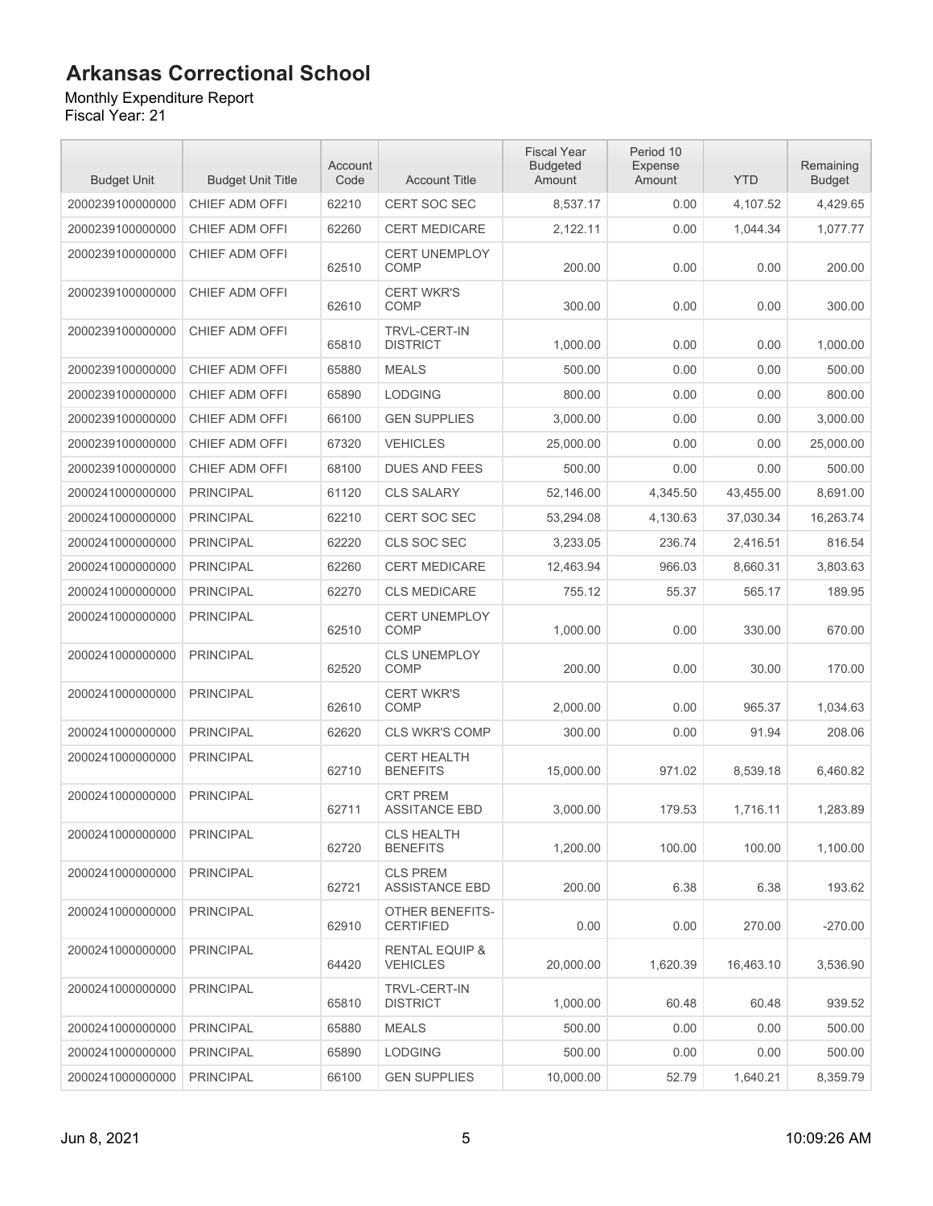# Arkansas Correctional School

Monthly Expenditure Report
Fiscal Year: 21

| Budget Unit | Budget Unit Title | Account Code | Account Title | Fiscal Year Budgeted Amount | Period 10 Expense Amount | YTD | Remaining Budget |
|---|---|---|---|---|---|---|---|
| 2000239100000000 | CHIEF ADM OFFI | 62210 | CERT SOC SEC | 8,537.17 | 0.00 | 4,107.52 | 4,429.65 |
| 2000239100000000 | CHIEF ADM OFFI | 62260 | CERT MEDICARE | 2,122.11 | 0.00 | 1,044.34 | 1,077.77 |
| 2000239100000000 | CHIEF ADM OFFI | 62510 | CERT UNEMPLOY COMP | 200.00 | 0.00 | 0.00 | 200.00 |
| 2000239100000000 | CHIEF ADM OFFI | 62610 | CERT WKR'S COMP | 300.00 | 0.00 | 0.00 | 300.00 |
| 2000239100000000 | CHIEF ADM OFFI | 65810 | TRVL-CERT-IN DISTRICT | 1,000.00 | 0.00 | 0.00 | 1,000.00 |
| 2000239100000000 | CHIEF ADM OFFI | 65880 | MEALS | 500.00 | 0.00 | 0.00 | 500.00 |
| 2000239100000000 | CHIEF ADM OFFI | 65890 | LODGING | 800.00 | 0.00 | 0.00 | 800.00 |
| 2000239100000000 | CHIEF ADM OFFI | 66100 | GEN SUPPLIES | 3,000.00 | 0.00 | 0.00 | 3,000.00 |
| 2000239100000000 | CHIEF ADM OFFI | 67320 | VEHICLES | 25,000.00 | 0.00 | 0.00 | 25,000.00 |
| 2000239100000000 | CHIEF ADM OFFI | 68100 | DUES AND FEES | 500.00 | 0.00 | 0.00 | 500.00 |
| 2000241000000000 | PRINCIPAL | 61120 | CLS SALARY | 52,146.00 | 4,345.50 | 43,455.00 | 8,691.00 |
| 2000241000000000 | PRINCIPAL | 62210 | CERT SOC SEC | 53,294.08 | 4,130.63 | 37,030.34 | 16,263.74 |
| 2000241000000000 | PRINCIPAL | 62220 | CLS SOC SEC | 3,233.05 | 236.74 | 2,416.51 | 816.54 |
| 2000241000000000 | PRINCIPAL | 62260 | CERT MEDICARE | 12,463.94 | 966.03 | 8,660.31 | 3,803.63 |
| 2000241000000000 | PRINCIPAL | 62270 | CLS MEDICARE | 755.12 | 55.37 | 565.17 | 189.95 |
| 2000241000000000 | PRINCIPAL | 62510 | CERT UNEMPLOY COMP | 1,000.00 | 0.00 | 330.00 | 670.00 |
| 2000241000000000 | PRINCIPAL | 62520 | CLS UNEMPLOY COMP | 200.00 | 0.00 | 30.00 | 170.00 |
| 2000241000000000 | PRINCIPAL | 62610 | CERT WKR'S COMP | 2,000.00 | 0.00 | 965.37 | 1,034.63 |
| 2000241000000000 | PRINCIPAL | 62620 | CLS WKR'S COMP | 300.00 | 0.00 | 91.94 | 208.06 |
| 2000241000000000 | PRINCIPAL | 62710 | CERT HEALTH BENEFITS | 15,000.00 | 971.02 | 8,539.18 | 6,460.82 |
| 2000241000000000 | PRINCIPAL | 62711 | CRT PREM ASSITANCE EBD | 3,000.00 | 179.53 | 1,716.11 | 1,283.89 |
| 2000241000000000 | PRINCIPAL | 62720 | CLS HEALTH BENEFITS | 1,200.00 | 100.00 | 100.00 | 1,100.00 |
| 2000241000000000 | PRINCIPAL | 62721 | CLS PREM ASSISTANCE EBD | 200.00 | 6.38 | 6.38 | 193.62 |
| 2000241000000000 | PRINCIPAL | 62910 | OTHER BENEFITS-CERTIFIED | 0.00 | 0.00 | 270.00 | -270.00 |
| 2000241000000000 | PRINCIPAL | 64420 | RENTAL EQUIP & VEHICLES | 20,000.00 | 1,620.39 | 16,463.10 | 3,536.90 |
| 2000241000000000 | PRINCIPAL | 65810 | TRVL-CERT-IN DISTRICT | 1,000.00 | 60.48 | 60.48 | 939.52 |
| 2000241000000000 | PRINCIPAL | 65880 | MEALS | 500.00 | 0.00 | 0.00 | 500.00 |
| 2000241000000000 | PRINCIPAL | 65890 | LODGING | 500.00 | 0.00 | 0.00 | 500.00 |
| 2000241000000000 | PRINCIPAL | 66100 | GEN SUPPLIES | 10,000.00 | 52.79 | 1,640.21 | 8,359.79 |

Jun 8, 2021 10:09:26 AM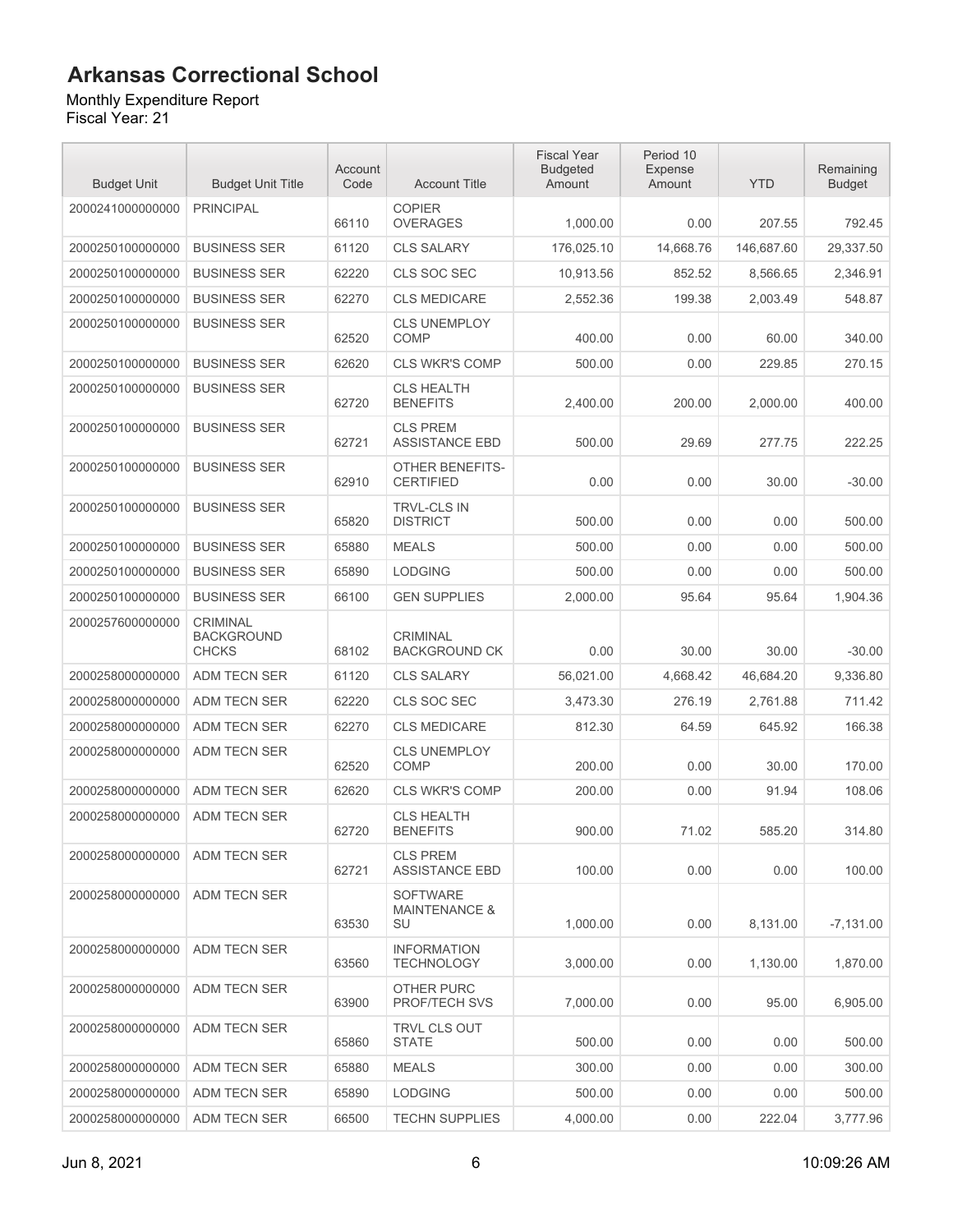# Arkansas Correctional School

Monthly Expenditure Report
Fiscal Year: 21

| Budget Unit | Budget Unit Title | Account Code | Account Title | Fiscal Year Budgeted Amount | Period 10 Expense Amount | YTD | Remaining Budget |
|---|---|---|---|---|---|---|---|
| 2000241000000000 | PRINCIPAL | 66110 | COPIER OVERAGES | 1,000.00 | 0.00 | 207.55 | 792.45 |
| 2000250100000000 | BUSINESS SER | 61120 | CLS SALARY | 176,025.10 | 14,668.76 | 146,687.60 | 29,337.50 |
| 2000250100000000 | BUSINESS SER | 62220 | CLS SOC SEC | 10,913.56 | 852.52 | 8,566.65 | 2,346.91 |
| 2000250100000000 | BUSINESS SER | 62270 | CLS MEDICARE | 2,552.36 | 199.38 | 2,003.49 | 548.87 |
| 2000250100000000 | BUSINESS SER | 62520 | CLS UNEMPLOY COMP | 400.00 | 0.00 | 60.00 | 340.00 |
| 2000250100000000 | BUSINESS SER | 62620 | CLS WKR'S COMP | 500.00 | 0.00 | 229.85 | 270.15 |
| 2000250100000000 | BUSINESS SER | 62720 | CLS HEALTH BENEFITS | 2,400.00 | 200.00 | 2,000.00 | 400.00 |
| 2000250100000000 | BUSINESS SER | 62721 | CLS PREM ASSISTANCE EBD | 500.00 | 29.69 | 277.75 | 222.25 |
| 2000250100000000 | BUSINESS SER | 62910 | OTHER BENEFITS-CERTIFIED | 0.00 | 0.00 | 30.00 | -30.00 |
| 2000250100000000 | BUSINESS SER | 65820 | TRVL-CLS IN DISTRICT | 500.00 | 0.00 | 0.00 | 500.00 |
| 2000250100000000 | BUSINESS SER | 65880 | MEALS | 500.00 | 0.00 | 0.00 | 500.00 |
| 2000250100000000 | BUSINESS SER | 65890 | LODGING | 500.00 | 0.00 | 0.00 | 500.00 |
| 2000250100000000 | BUSINESS SER | 66100 | GEN SUPPLIES | 2,000.00 | 95.64 | 95.64 | 1,904.36 |
| 2000257600000000 | CRIMINAL BACKGROUND CHCKS | 68102 | CRIMINAL BACKGROUND CK | 0.00 | 30.00 | 30.00 | -30.00 |
| 2000258000000000 | ADM TECN SER | 61120 | CLS SALARY | 56,021.00 | 4,668.42 | 46,684.20 | 9,336.80 |
| 2000258000000000 | ADM TECN SER | 62220 | CLS SOC SEC | 3,473.30 | 276.19 | 2,761.88 | 711.42 |
| 2000258000000000 | ADM TECN SER | 62270 | CLS MEDICARE | 812.30 | 64.59 | 645.92 | 166.38 |
| 2000258000000000 | ADM TECN SER | 62520 | CLS UNEMPLOY COMP | 200.00 | 0.00 | 30.00 | 170.00 |
| 2000258000000000 | ADM TECN SER | 62620 | CLS WKR'S COMP | 200.00 | 0.00 | 91.94 | 108.06 |
| 2000258000000000 | ADM TECN SER | 62720 | CLS HEALTH BENEFITS | 900.00 | 71.02 | 585.20 | 314.80 |
| 2000258000000000 | ADM TECN SER | 62721 | CLS PREM ASSISTANCE EBD | 100.00 | 0.00 | 0.00 | 100.00 |
| 2000258000000000 | ADM TECN SER | 63530 | SOFTWARE MAINTENANCE & SU | 1,000.00 | 0.00 | 8,131.00 | -7,131.00 |
| 2000258000000000 | ADM TECN SER | 63560 | INFORMATION TECHNOLOGY | 3,000.00 | 0.00 | 1,130.00 | 1,870.00 |
| 2000258000000000 | ADM TECN SER | 63900 | OTHER PURC PROF/TECH SVS | 7,000.00 | 0.00 | 95.00 | 6,905.00 |
| 2000258000000000 | ADM TECN SER | 65860 | TRVL CLS OUT STATE | 500.00 | 0.00 | 0.00 | 500.00 |
| 2000258000000000 | ADM TECN SER | 65880 | MEALS | 300.00 | 0.00 | 0.00 | 300.00 |
| 2000258000000000 | ADM TECN SER | 65890 | LODGING | 500.00 | 0.00 | 0.00 | 500.00 |
| 2000258000000000 | ADM TECN SER | 66500 | TECHN SUPPLIES | 4,000.00 | 0.00 | 222.04 | 3,777.96 |

Jun 8, 2021 10:09:26 AM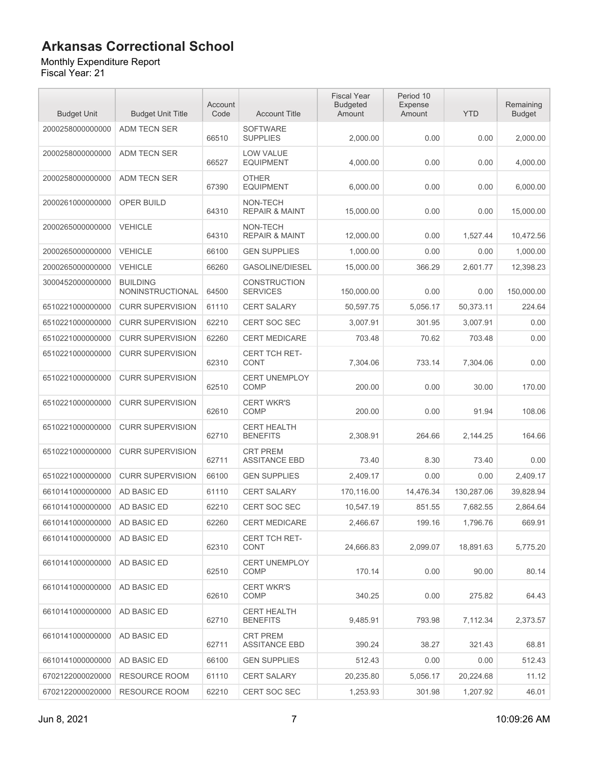# Arkansas Correctional School

Monthly Expenditure Report
Fiscal Year: 21

| Budget Unit | Budget Unit Title | Account Code | Account Title | Fiscal Year Budgeted Amount | Period 10 Expense Amount | YTD | Remaining Budget |
|---|---|---|---|---|---|---|---|
| 2000258000000000 | ADM TECN SER | 66510 | SOFTWARE SUPPLIES | 2,000.00 | 0.00 | 0.00 | 2,000.00 |
| 2000258000000000 | ADM TECN SER | 66527 | LOW VALUE EQUIPMENT | 4,000.00 | 0.00 | 0.00 | 4,000.00 |
| 2000258000000000 | ADM TECN SER | 67390 | OTHER EQUIPMENT | 6,000.00 | 0.00 | 0.00 | 6,000.00 |
| 2000261000000000 | OPER BUILD | 64310 | NON-TECH REPAIR & MAINT | 15,000.00 | 0.00 | 0.00 | 15,000.00 |
| 2000265000000000 | VEHICLE | 64310 | NON-TECH REPAIR & MAINT | 12,000.00 | 0.00 | 1,527.44 | 10,472.56 |
| 2000265000000000 | VEHICLE | 66100 | GEN SUPPLIES | 1,000.00 | 0.00 | 0.00 | 1,000.00 |
| 2000265000000000 | VEHICLE | 66260 | GASOLINE/DIESEL | 15,000.00 | 366.29 | 2,601.77 | 12,398.23 |
| 3000452000000000 | BUILDING NONINSTRUCTIONAL | 64500 | CONSTRUCTION SERVICES | 150,000.00 | 0.00 | 0.00 | 150,000.00 |
| 6510221000000000 | CURR SUPERVISION | 61110 | CERT SALARY | 50,597.75 | 5,056.17 | 50,373.11 | 224.64 |
| 6510221000000000 | CURR SUPERVISION | 62210 | CERT SOC SEC | 3,007.91 | 301.95 | 3,007.91 | 0.00 |
| 6510221000000000 | CURR SUPERVISION | 62260 | CERT MEDICARE | 703.48 | 70.62 | 703.48 | 0.00 |
| 6510221000000000 | CURR SUPERVISION | 62310 | CERT TCH RET-CONT | 7,304.06 | 733.14 | 7,304.06 | 0.00 |
| 6510221000000000 | CURR SUPERVISION | 62510 | CERT UNEMPLOY COMP | 200.00 | 0.00 | 30.00 | 170.00 |
| 6510221000000000 | CURR SUPERVISION | 62610 | CERT WKR'S COMP | 200.00 | 0.00 | 91.94 | 108.06 |
| 6510221000000000 | CURR SUPERVISION | 62710 | CERT HEALTH BENEFITS | 2,308.91 | 264.66 | 2,144.25 | 164.66 |
| 6510221000000000 | CURR SUPERVISION | 62711 | CRT PREM ASSITANCE EBD | 73.40 | 8.30 | 73.40 | 0.00 |
| 6510221000000000 | CURR SUPERVISION | 66100 | GEN SUPPLIES | 2,409.17 | 0.00 | 0.00 | 2,409.17 |
| 6610141000000000 | AD BASIC ED | 61110 | CERT SALARY | 170,116.00 | 14,476.34 | 130,287.06 | 39,828.94 |
| 6610141000000000 | AD BASIC ED | 62210 | CERT SOC SEC | 10,547.19 | 851.55 | 7,682.55 | 2,864.64 |
| 6610141000000000 | AD BASIC ED | 62260 | CERT MEDICARE | 2,466.67 | 199.16 | 1,796.76 | 669.91 |
| 6610141000000000 | AD BASIC ED | 62310 | CERT TCH RET-CONT | 24,666.83 | 2,099.07 | 18,891.63 | 5,775.20 |
| 6610141000000000 | AD BASIC ED | 62510 | CERT UNEMPLOY COMP | 170.14 | 0.00 | 90.00 | 80.14 |
| 6610141000000000 | AD BASIC ED | 62610 | CERT WKR'S COMP | 340.25 | 0.00 | 275.82 | 64.43 |
| 6610141000000000 | AD BASIC ED | 62710 | CERT HEALTH BENEFITS | 9,485.91 | 793.98 | 7,112.34 | 2,373.57 |
| 6610141000000000 | AD BASIC ED | 62711 | CRT PREM ASSITANCE EBD | 390.24 | 38.27 | 321.43 | 68.81 |
| 6610141000000000 | AD BASIC ED | 66100 | GEN SUPPLIES | 512.43 | 0.00 | 0.00 | 512.43 |
| 6702122000020000 | RESOURCE ROOM | 61110 | CERT SALARY | 20,235.80 | 5,056.17 | 20,224.68 | 11.12 |
| 6702122000020000 | RESOURCE ROOM | 62210 | CERT SOC SEC | 1,253.93 | 301.98 | 1,207.92 | 46.01 |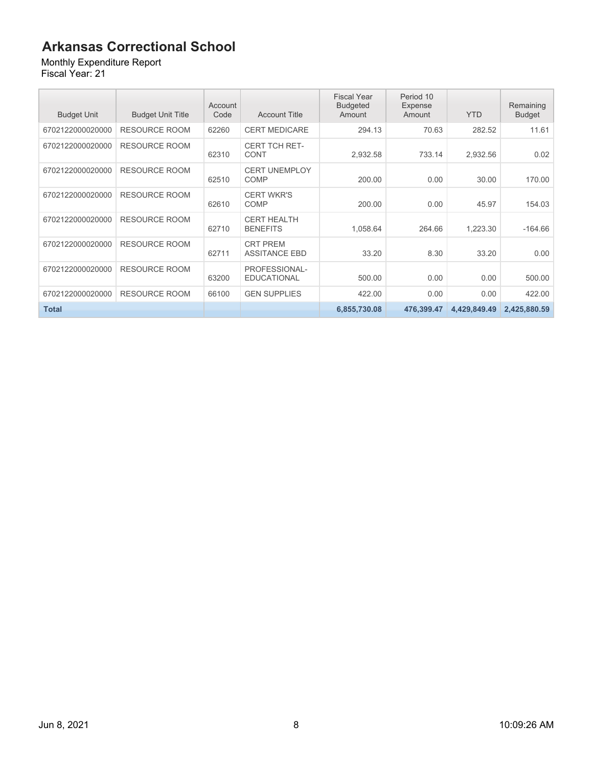# Arkansas Correctional School

Monthly Expenditure Report
Fiscal Year: 21

| Budget Unit | Budget Unit Title | Account Code | Account Title | Fiscal Year Budgeted Amount | Period 10 Expense Amount | YTD | Remaining Budget |
|---|---|---|---|---|---|---|---|
| 6702122000020000 | RESOURCE ROOM | 62260 | CERT MEDICARE | 294.13 | 70.63 | 282.52 | 11.61 |
| 6702122000020000 | RESOURCE ROOM | 62310 | CERT TCH RET-CONT | 2,932.58 | 733.14 | 2,932.56 | 0.02 |
| 6702122000020000 | RESOURCE ROOM | 62510 | CERT UNEMPLOY COMP | 200.00 | 0.00 | 30.00 | 170.00 |
| 6702122000020000 | RESOURCE ROOM | 62610 | CERT WKR'S COMP | 200.00 | 0.00 | 45.97 | 154.03 |
| 6702122000020000 | RESOURCE ROOM | 62710 | CERT HEALTH BENEFITS | 1,058.64 | 264.66 | 1,223.30 | -164.66 |
| 6702122000020000 | RESOURCE ROOM | 62711 | CRT PREM ASSITANCE EBD | 33.20 | 8.30 | 33.20 | 0.00 |
| 6702122000020000 | RESOURCE ROOM | 63200 | PROFESSIONAL-EDUCATIONAL | 500.00 | 0.00 | 0.00 | 500.00 |
| 6702122000020000 | RESOURCE ROOM | 66100 | GEN SUPPLIES | 422.00 | 0.00 | 0.00 | 422.00 |
| **Total** | | | | **6,855,730.08** | **476,399.47** | **4,429,849.49** | **2,425,880.59** |

Jun 8, 2021 10:09:26 AM